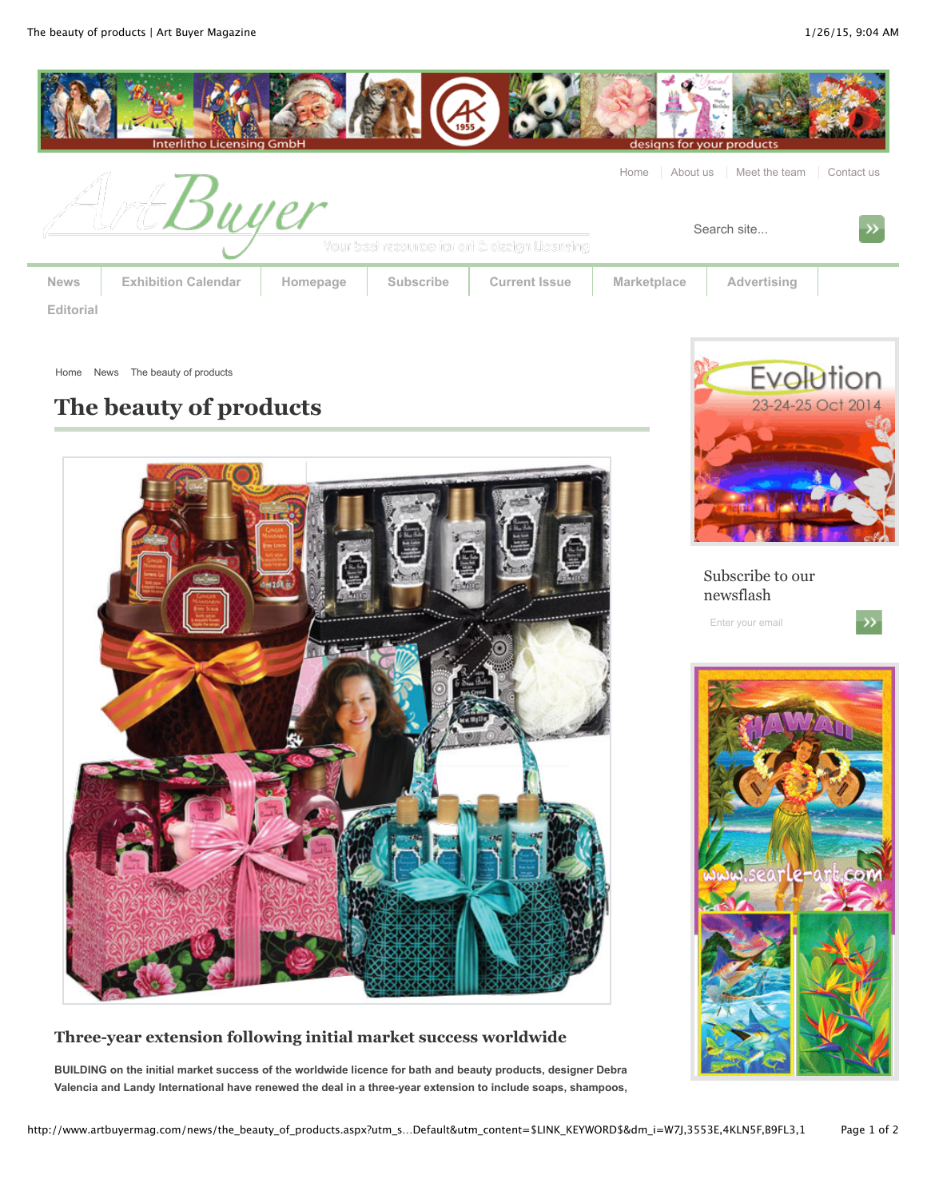Home | About us | Meet the team | Contact us

Search site...

News | Exhibition Calendar | Homepage | Subscribe | Current Issue | Marketplace | Advertising | Editorial

Home News The beauty of products

# The beauty of products

### Three-year extension following initial market success worldwide

**BUILDING on the initial market success of the worldwide licence for bath and beauty products, designer Debra Valencia and Landy International have renewed the deal in a three-year extension to include soaps, shampoos,**

Subscribe to our newsflash

Enter your email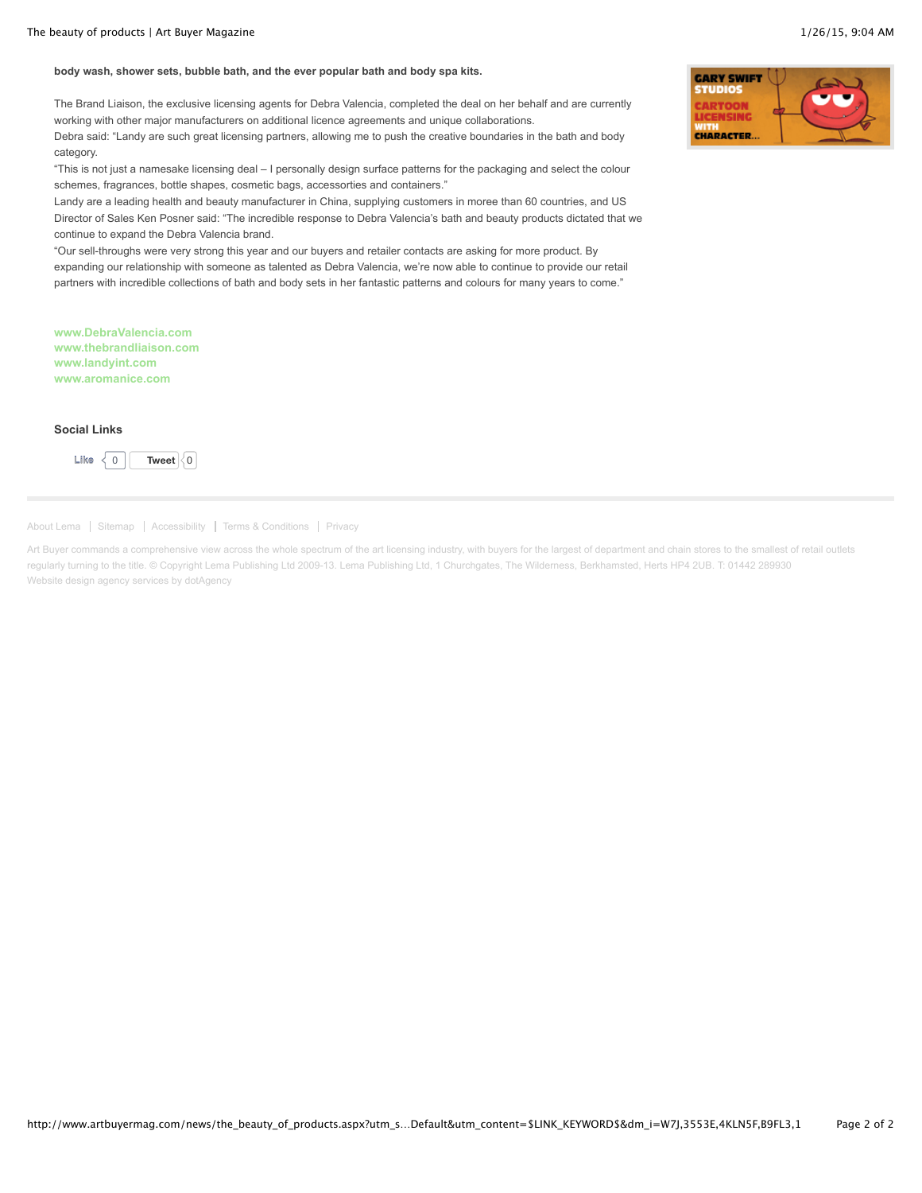**body wash, shower sets, bubble bath, and the ever popular bath and body spa kits.**

The Brand Liaison, the exclusive licensing agents for Debra Valencia, completed the deal on her behalf and are currently working with other major manufacturers on additional licence agreements and unique collaborations.

Debra said: "Landy are such great licensing partners, allowing me to push the creative boundaries in the bath and body category.

"This is not just a namesake licensing deal – I personally design surface patterns for the packaging and select the colour schemes, fragrances, bottle shapes, cosmetic bags, accessories and containers."

Landy are a leading health and beauty manufacturer in China, supplying customers in moree than 60 countries, and US Director of Sales Ken Posner said: "The incredible response to Debra Valencia's bath and beauty products dictated that we continue to expand the Debra Valencia brand.

"Our sell-throughs were very strong this year and our buyers and retailer contacts are asking for more product. By expanding our relationship with someone as talented as Debra Valencia, we're now able to continue to provide our retail partners with incredible collections of bath and body sets in her fantastic patterns and colours for many years to come."

**www.DebraValencia.com**
**www.thebrandliaison.com**
**www.landyint.com**
**www.aromanice.com**

### Social Links

Like 0 Tweet 0

About Lema | Sitemap | Accessibility | Terms & Conditions | Privacy

Art Buyer commands a comprehensive view across the whole spectrum of the art licensing industry, with buyers for the largest of department and chain stores to the smallest of retail outlets regularly turning to the title. © Copyright Lema Publishing Ltd 2009-13. Lema Publishing Ltd, 1 Churchgates, The Wilderness, Berkhamsted, Herts HP4 2UB. T: 01442 289930
Website design agency services by dotAgency